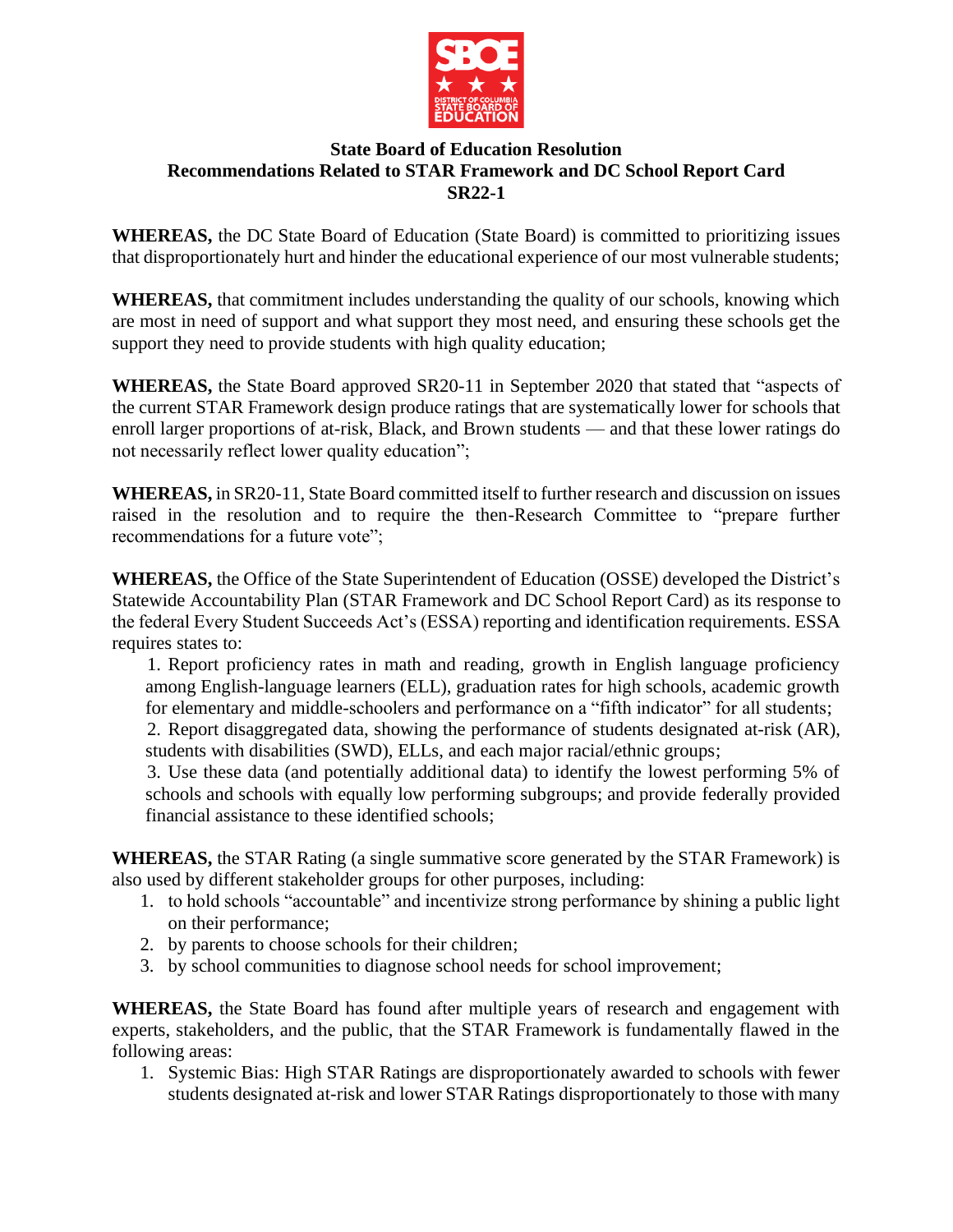# State Board of Education Resolution
## Recommendations Related to STAR Framework and DC School Report Card
## SR22-1

**WHEREAS,** the DC State Board of Education (State Board) is committed to prioritizing issues that disproportionately hurt and hinder the educational experience of our most vulnerable students;

**WHEREAS,** that commitment includes understanding the quality of our schools, knowing which are most in need of support and what support they most need, and ensuring these schools get the support they need to provide students with high quality education;

**WHEREAS,** the State Board approved SR20-11 in September 2020 that stated that "aspects of the current STAR Framework design produce ratings that are systematically lower for schools that enroll larger proportions of at-risk, Black, and Brown students — and that these lower ratings do not necessarily reflect lower quality education";

**WHEREAS,** in SR20-11, State Board committed itself to further research and discussion on issues raised in the resolution and to require the then-Research Committee to "prepare further recommendations for a future vote";

**WHEREAS,** the Office of the State Superintendent of Education (OSSE) developed the District's Statewide Accountability Plan (STAR Framework and DC School Report Card) as its response to the federal Every Student Succeeds Act's (ESSA) reporting and identification requirements. ESSA requires states to:

1. Report proficiency rates in math and reading, growth in English language proficiency among English-language learners (ELL), graduation rates for high schools, academic growth for elementary and middle-schoolers and performance on a "fifth indicator" for all students;
2. Report disaggregated data, showing the performance of students designated at-risk (AR), students with disabilities (SWD), ELLs, and each major racial/ethnic groups;
3. Use these data (and potentially additional data) to identify the lowest performing 5% of schools and schools with equally low performing subgroups; and provide federally provided financial assistance to these identified schools;

**WHEREAS,** the STAR Rating (a single summative score generated by the STAR Framework) is also used by different stakeholder groups for other purposes, including:

1. to hold schools "accountable" and incentivize strong performance by shining a public light on their performance;
2. by parents to choose schools for their children;
3. by school communities to diagnose school needs for school improvement;

**WHEREAS,** the State Board has found after multiple years of research and engagement with experts, stakeholders, and the public, that the STAR Framework is fundamentally flawed in the following areas:

1. Systemic Bias: High STAR Ratings are disproportionately awarded to schools with fewer students designated at-risk and lower STAR Ratings disproportionately to those with many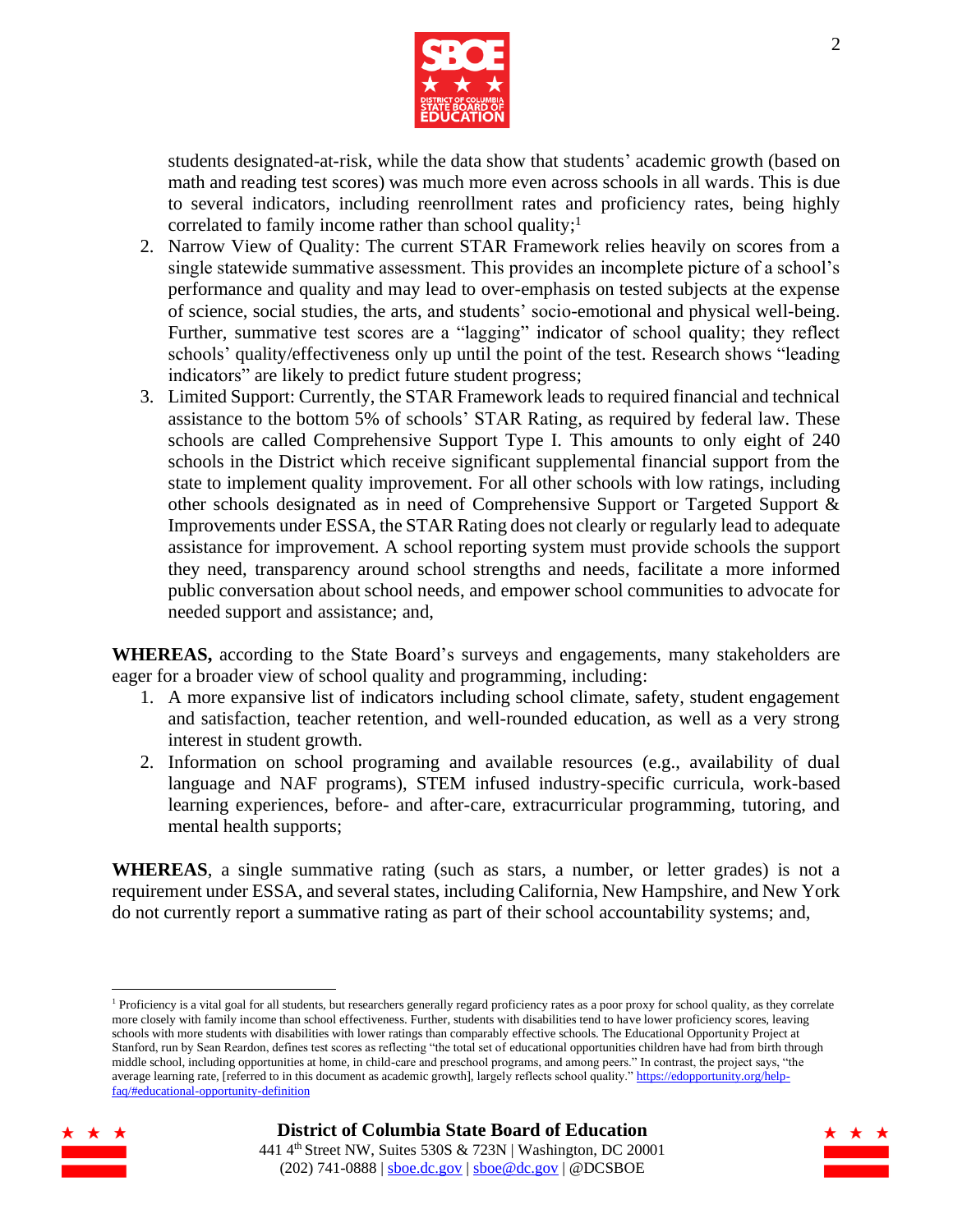students designated-at-risk, while the data show that students' academic growth (based on math and reading test scores) was much more even across schools in all wards. This is due to several indicators, including reenrollment rates and proficiency rates, being highly correlated to family income rather than school quality;[1]

2. Narrow View of Quality: The current STAR Framework relies heavily on scores from a single statewide summative assessment. This provides an incomplete picture of a school's performance and quality and may lead to over-emphasis on tested subjects at the expense of science, social studies, the arts, and students' socio-emotional and physical well-being. Further, summative test scores are a "lagging" indicator of school quality; they reflect schools' quality/effectiveness only up until the point of the test. Research shows "leading indicators" are likely to predict future student progress;
3. Limited Support: Currently, the STAR Framework leads to required financial and technical assistance to the bottom 5% of schools' STAR Rating, as required by federal law. These schools are called Comprehensive Support Type I. This amounts to only eight of 240 schools in the District which receive significant supplemental financial support from the state to implement quality improvement. For all other schools with low ratings, including other schools designated as in need of Comprehensive Support or Targeted Support & Improvements under ESSA, the STAR Rating does not clearly or regularly lead to adequate assistance for improvement. A school reporting system must provide schools the support they need, transparency around school strengths and needs, facilitate a more informed public conversation about school needs, and empower school communities to advocate for needed support and assistance; and,

**WHEREAS,** according to the State Board's surveys and engagements, many stakeholders are eager for a broader view of school quality and programming, including:

1. A more expansive list of indicators including school climate, safety, student engagement and satisfaction, teacher retention, and well-rounded education, as well as a very strong interest in student growth.
2. Information on school programing and available resources (e.g., availability of dual language and NAF programs), STEM infused industry-specific curricula, work-based learning experiences, before- and after-care, extracurricular programming, tutoring, and mental health supports;

**WHEREAS**, a single summative rating (such as stars, a number, or letter grades) is not a requirement under ESSA, and several states, including California, New Hampshire, and New York do not currently report a summative rating as part of their school accountability systems; and,

---

[1] Proficiency is a vital goal for all students, but researchers generally regard proficiency rates as a poor proxy for school quality, as they correlate more closely with family income than school effectiveness. Further, students with disabilities tend to have lower proficiency scores, leaving schools with more students with disabilities with lower ratings than comparably effective schools. The Educational Opportunity Project at Stanford, run by Sean Reardon, defines test scores as reflecting "the total set of educational opportunities children have had from birth through middle school, including opportunities at home, in child-care and preschool programs, and among peers." In contrast, the project says, "the average learning rate, [referred to in this document as academic growth], largely reflects school quality." https://edopportunity.org/help-faq/#educational-opportunity-definition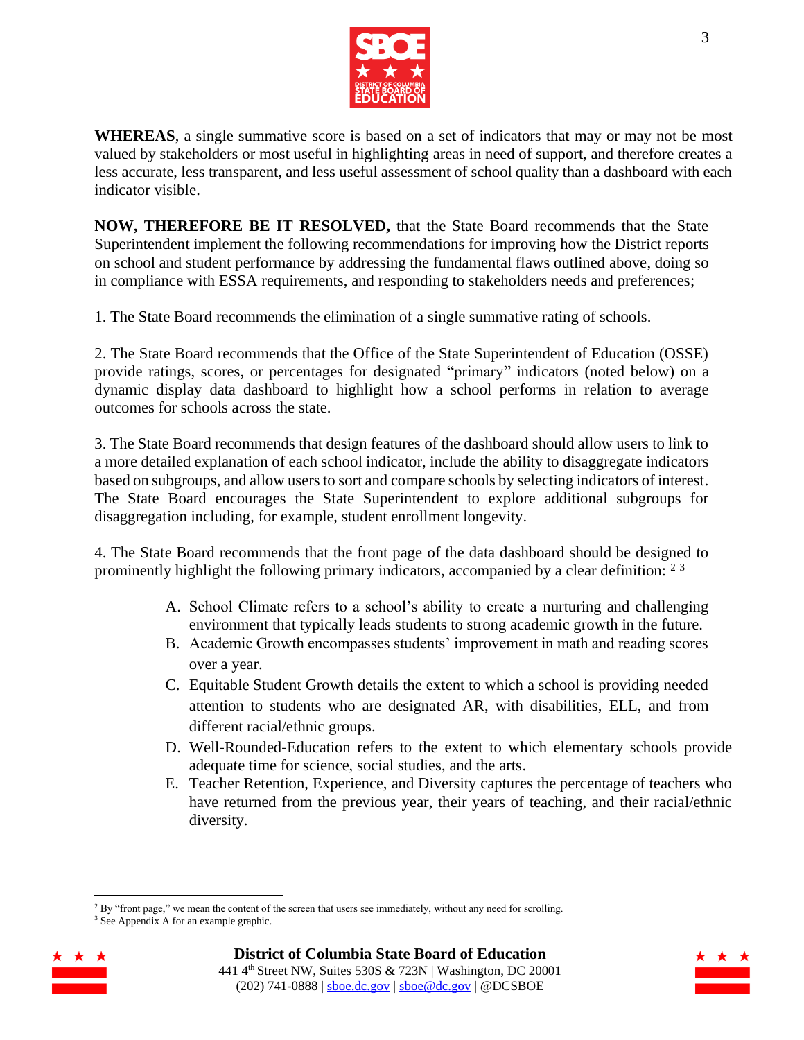**WHEREAS**, a single summative score is based on a set of indicators that may or may not be most valued by stakeholders or most useful in highlighting areas in need of support, and therefore creates a less accurate, less transparent, and less useful assessment of school quality than a dashboard with each indicator visible.

**NOW, THEREFORE BE IT RESOLVED,** that the State Board recommends that the State Superintendent implement the following recommendations for improving how the District reports on school and student performance by addressing the fundamental flaws outlined above, doing so in compliance with ESSA requirements, and responding to stakeholders needs and preferences;

1. The State Board recommends the elimination of a single summative rating of schools.

2. The State Board recommends that the Office of the State Superintendent of Education (OSSE) provide ratings, scores, or percentages for designated "primary" indicators (noted below) on a dynamic display data dashboard to highlight how a school performs in relation to average outcomes for schools across the state.

3. The State Board recommends that design features of the dashboard should allow users to link to a more detailed explanation of each school indicator, include the ability to disaggregate indicators based on subgroups, and allow users to sort and compare schools by selecting indicators of interest. The State Board encourages the State Superintendent to explore additional subgroups for disaggregation including, for example, student enrollment longevity.

4. The State Board recommends that the front page of the data dashboard should be designed to prominently highlight the following primary indicators, accompanied by a clear definition: [2] [3]

A. School Climate refers to a school's ability to create a nurturing and challenging environment that typically leads students to strong academic growth in the future.
B. Academic Growth encompasses students' improvement in math and reading scores over a year.
C. Equitable Student Growth details the extent to which a school is providing needed attention to students who are designated AR, with disabilities, ELL, and from different racial/ethnic groups.
D. Well-Rounded-Education refers to the extent to which elementary schools provide adequate time for science, social studies, and the arts.
E. Teacher Retention, Experience, and Diversity captures the percentage of teachers who have returned from the previous year, their years of teaching, and their racial/ethnic diversity.

---

[2] By "front page," we mean the content of the screen that users see immediately, without any need for scrolling.

[3] See Appendix A for an example graphic.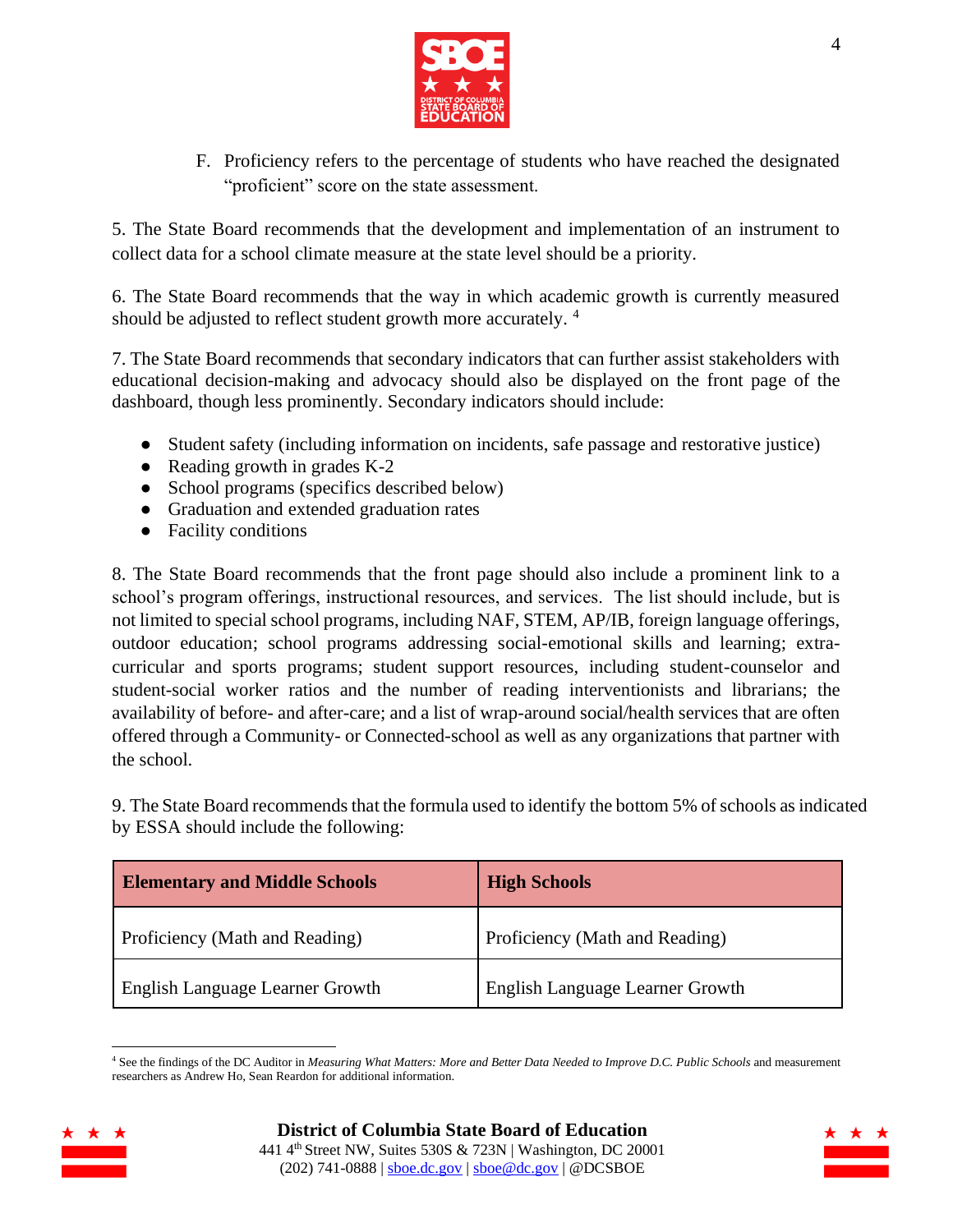F. Proficiency refers to the percentage of students who have reached the designated "proficient" score on the state assessment.

5. The State Board recommends that the development and implementation of an instrument to collect data for a school climate measure at the state level should be a priority.

6. The State Board recommends that the way in which academic growth is currently measured should be adjusted to reflect student growth more accurately. [4]

7. The State Board recommends that secondary indicators that can further assist stakeholders with educational decision-making and advocacy should also be displayed on the front page of the dashboard, though less prominently. Secondary indicators should include:

- Student safety (including information on incidents, safe passage and restorative justice)
- Reading growth in grades K-2
- School programs (specifics described below)
- Graduation and extended graduation rates
- Facility conditions

8. The State Board recommends that the front page should also include a prominent link to a school's program offerings, instructional resources, and services. The list should include, but is not limited to special school programs, including NAF, STEM, AP/IB, foreign language offerings, outdoor education; school programs addressing social-emotional skills and learning; extra-curricular and sports programs; student support resources, including student-counselor and student-social worker ratios and the number of reading interventionists and librarians; the availability of before- and after-care; and a list of wrap-around social/health services that are often offered through a Community- or Connected-school as well as any organizations that partner with the school.

9. The State Board recommends that the formula used to identify the bottom 5% of schools as indicated by ESSA should include the following:

| **Elementary and Middle Schools** | **High Schools** |
| --- | --- |
| Proficiency (Math and Reading) | Proficiency (Math and Reading) |
| English Language Learner Growth | English Language Learner Growth |

[4] See the findings of the DC Auditor in *Measuring What Matters: More and Better Data Needed to Improve D.C. Public Schools* and measurement researchers as Andrew Ho, Sean Reardon for additional information.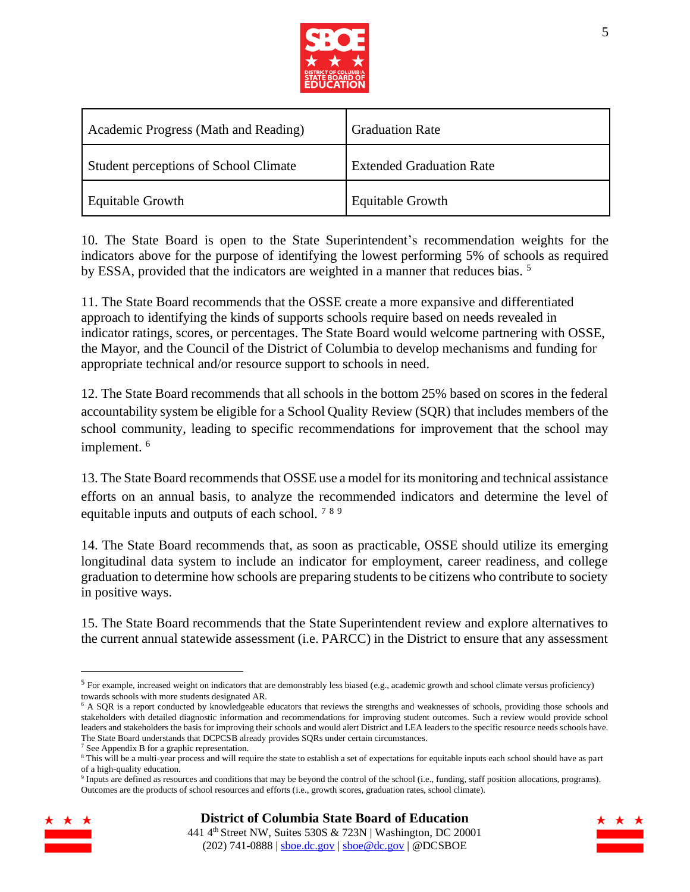| Academic Progress (Math and Reading) | Graduation Rate |
|---|---|
| Student perceptions of School Climate | Extended Graduation Rate |
| Equitable Growth | Equitable Growth |

10. The State Board is open to the State Superintendent's recommendation weights for the indicators above for the purpose of identifying the lowest performing 5% of schools as required by ESSA, provided that the indicators are weighted in a manner that reduces bias. [5]

11. The State Board recommends that the OSSE create a more expansive and differentiated approach to identifying the kinds of supports schools require based on needs revealed in indicator ratings, scores, or percentages. The State Board would welcome partnering with OSSE, the Mayor, and the Council of the District of Columbia to develop mechanisms and funding for appropriate technical and/or resource support to schools in need.

12. The State Board recommends that all schools in the bottom 25% based on scores in the federal accountability system be eligible for a School Quality Review (SQR) that includes members of the school community, leading to specific recommendations for improvement that the school may implement. [6]

13. The State Board recommends that OSSE use a model for its monitoring and technical assistance efforts on an annual basis, to analyze the recommended indicators and determine the level of equitable inputs and outputs of each school. [7] [8] [9]

14. The State Board recommends that, as soon as practicable, OSSE should utilize its emerging longitudinal data system to include an indicator for employment, career readiness, and college graduation to determine how schools are preparing students to be citizens who contribute to society in positive ways.

15. The State Board recommends that the State Superintendent review and explore alternatives to the current annual statewide assessment (i.e. PARCC) in the District to ensure that any assessment

---

[5] For example, increased weight on indicators that are demonstrably less biased (e.g., academic growth and school climate versus proficiency) towards schools with more students designated AR.

[6] A SQR is a report conducted by knowledgeable educators that reviews the strengths and weaknesses of schools, providing those schools and stakeholders with detailed diagnostic information and recommendations for improving student outcomes. Such a review would provide school leaders and stakeholders the basis for improving their schools and would alert District and LEA leaders to the specific resource needs schools have. The State Board understands that DCPCSB already provides SQRs under certain circumstances.

[7] See Appendix B for a graphic representation.

[8] This will be a multi-year process and will require the state to establish a set of expectations for equitable inputs each school should have as part of a high-quality education.

[9] Inputs are defined as resources and conditions that may be beyond the control of the school (i.e., funding, staff position allocations, programs). Outcomes are the products of school resources and efforts (i.e., growth scores, graduation rates, school climate).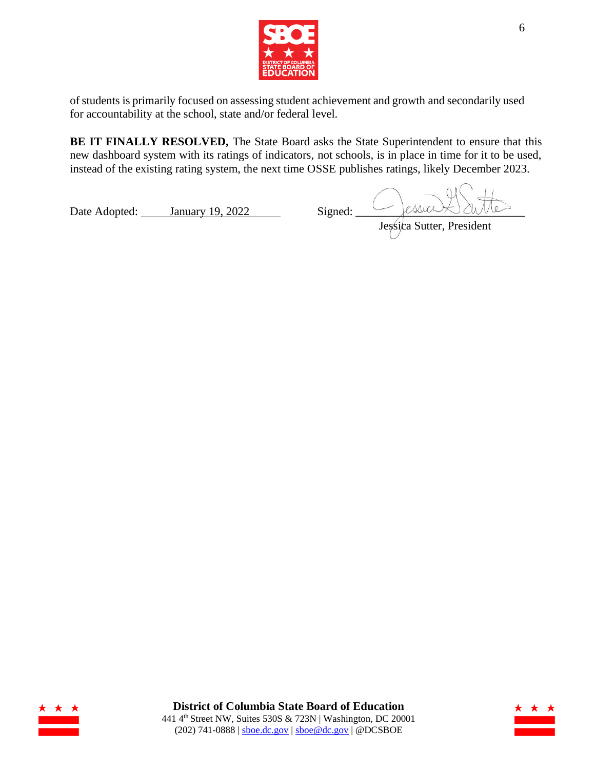of students is primarily focused on assessing student achievement and growth and secondarily used for accountability at the school, state and/or federal level.

**BE IT FINALLY RESOLVED,** The State Board asks the State Superintendent to ensure that this new dashboard system with its ratings of indicators, not schools, is in place in time for it to be used, instead of the existing rating system, the next time OSSE publishes ratings, likely December 2023.

Date Adopted: January 19, 2022

Signed: Jessica Sutter, President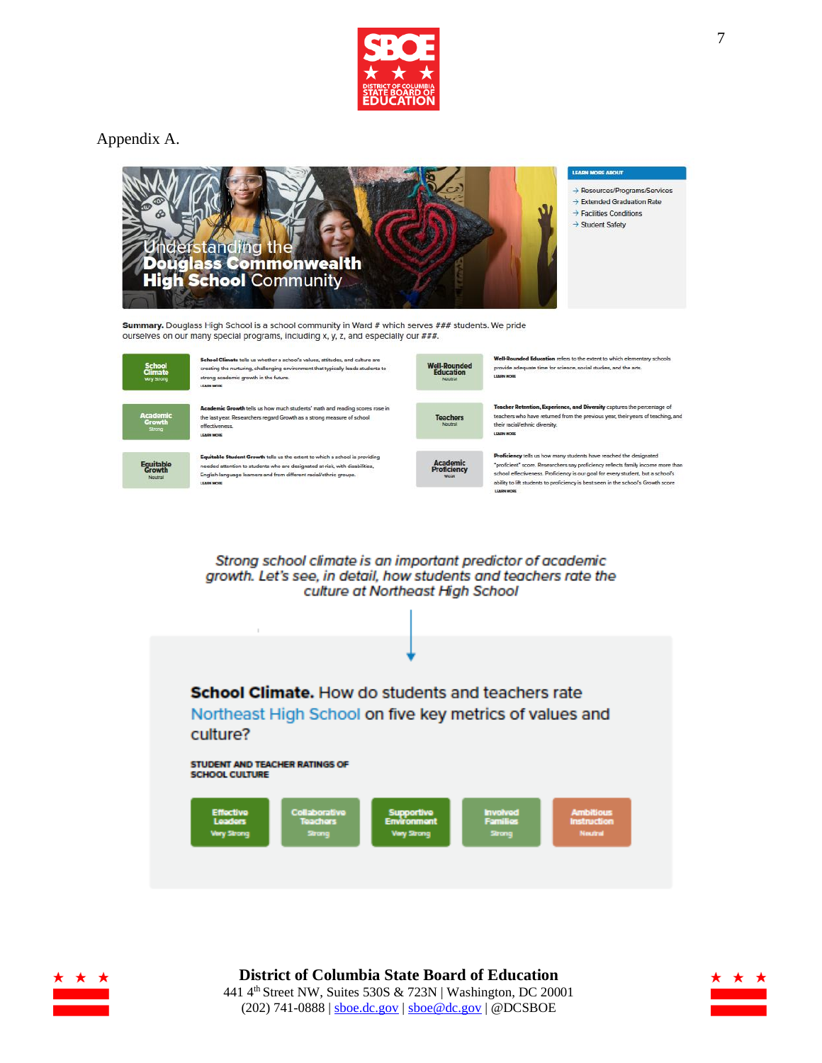Appendix A.

Understanding the **Douglass Commonwealth High School** Community

LEARN MORE ABOUT

- → Resources/Programs/Services
- → Extended Graduation Rate
- → Facilities Conditions
- → Student Safety

**Summary.** Douglass High School is a school community in Ward # which serves ### students. We pride ourselves on our many special programs, including x, y, z, and especially our ###.

**School Climate** (Very Strong) — **School Climate** tells us whether a school's values, attitudes, and culture are creating the nurturing, challenging environment that typically leads students to strong academic growth in the future. LEARN MORE

**Well-Rounded Education** (Neutral) — **Well-Rounded Education** refers to the extent to which elementary schools provide adequate time for science, social studies, and the arts. LEARN MORE

**Academic Growth** (Strong) — **Academic Growth** tells us how much students' math and reading scores rose in the last year. Researchers regard Growth as a strong measure of school effectiveness. LEARN MORE

**Teachers** (Neutral) — **Teacher Retention, Experience, and Diversity** captures the percentage of teachers who have returned from the previous year, their years of teaching, and their racial/ethnic diversity. LEARN MORE

**Equitable Growth** (Neutral) — **Equitable Student Growth** tells us the extent to which a school is providing needed attention to students who are designated at risk, with disabilities, English language learners and from different racial/ethnic groups. LEARN MORE

**Academic Proficiency** (Weak) — **Proficiency** tells us how many students have reached the designated "proficient" score. Researchers say proficiency reflects family income more than school effectiveness. Proficiency is our goal for every student, but a school's ability to lift students to proficiency is best seen in the school's Growth score. LEARN MORE

*Strong school climate is an important predictor of academic growth. Let's see, in detail, how students and teachers rate the culture at Northeast High School*

**School Climate.** How do students and teachers rate Northeast High School on five key metrics of values and culture?

STUDENT AND TEACHER RATINGS OF SCHOOL CULTURE

| Effective Leaders | Collaborative Teachers | Supportive Environment | Involved Families | Ambitious Instruction |
|---|---|---|---|---|
| Very Strong | Strong | Very Strong | Strong | Neutral |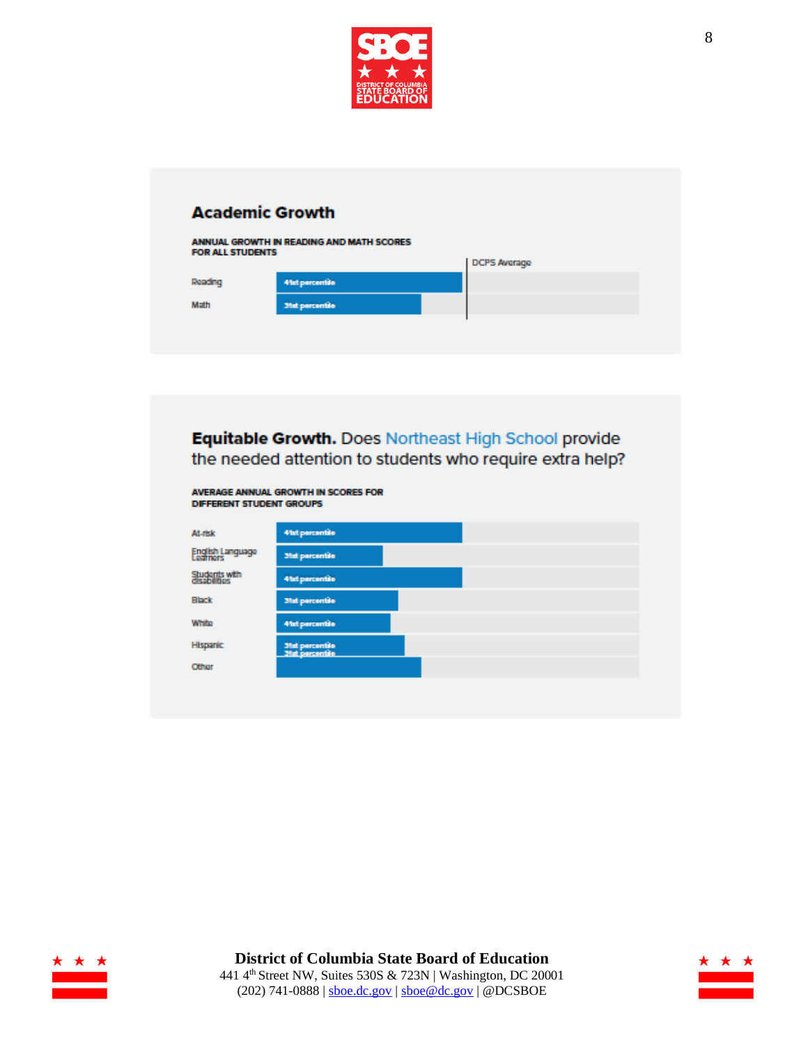## Academic Growth

**ANNUAL GROWTH IN READING AND MATH SCORES FOR ALL STUDENTS**

| | | DCPS Average |
|---|---|---|
| Reading | 41st percentile | |
| Math | 31st percentile | |

**Equitable Growth.** Does Northeast High School provide the needed attention to students who require extra help?

**AVERAGE ANNUAL GROWTH IN SCORES FOR DIFFERENT STUDENT GROUPS**

| | |
|---|---|
| At-risk | 41st percentile |
| English Language Learners | 31st percentile |
| Students with disabilities | 41st percentile |
| Black | 31st percentile |
| White | 41st percentile |
| Hispanic | 31st percentile |
| Other | 31st percentile |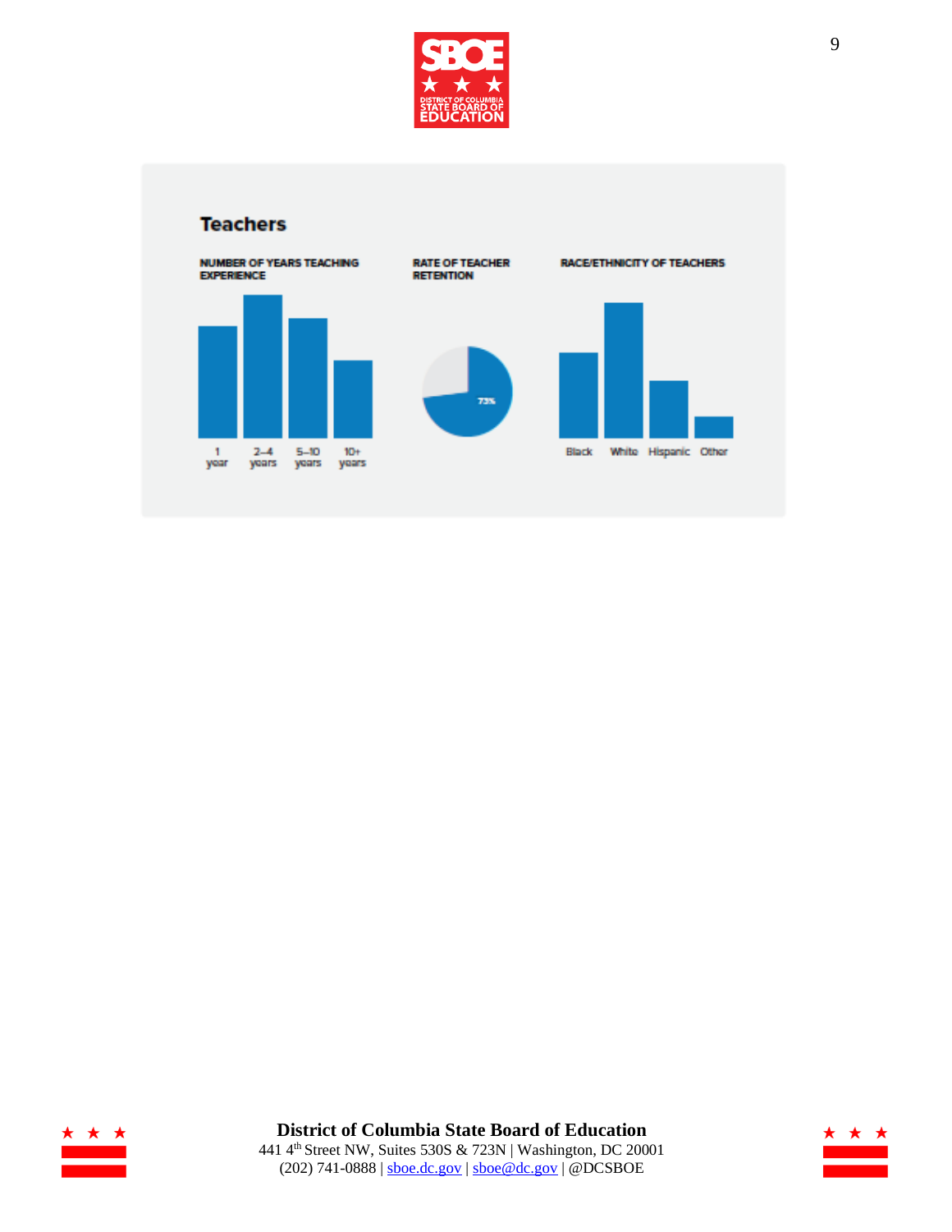## Teachers

**NUMBER OF YEARS TEACHING EXPERIENCE**

1 year | 2–4 years | 5–10 years | 10+ years

**RATE OF TEACHER RETENTION**

73%

**RACE/ETHNICITY OF TEACHERS**

Black | White | Hispanic | Other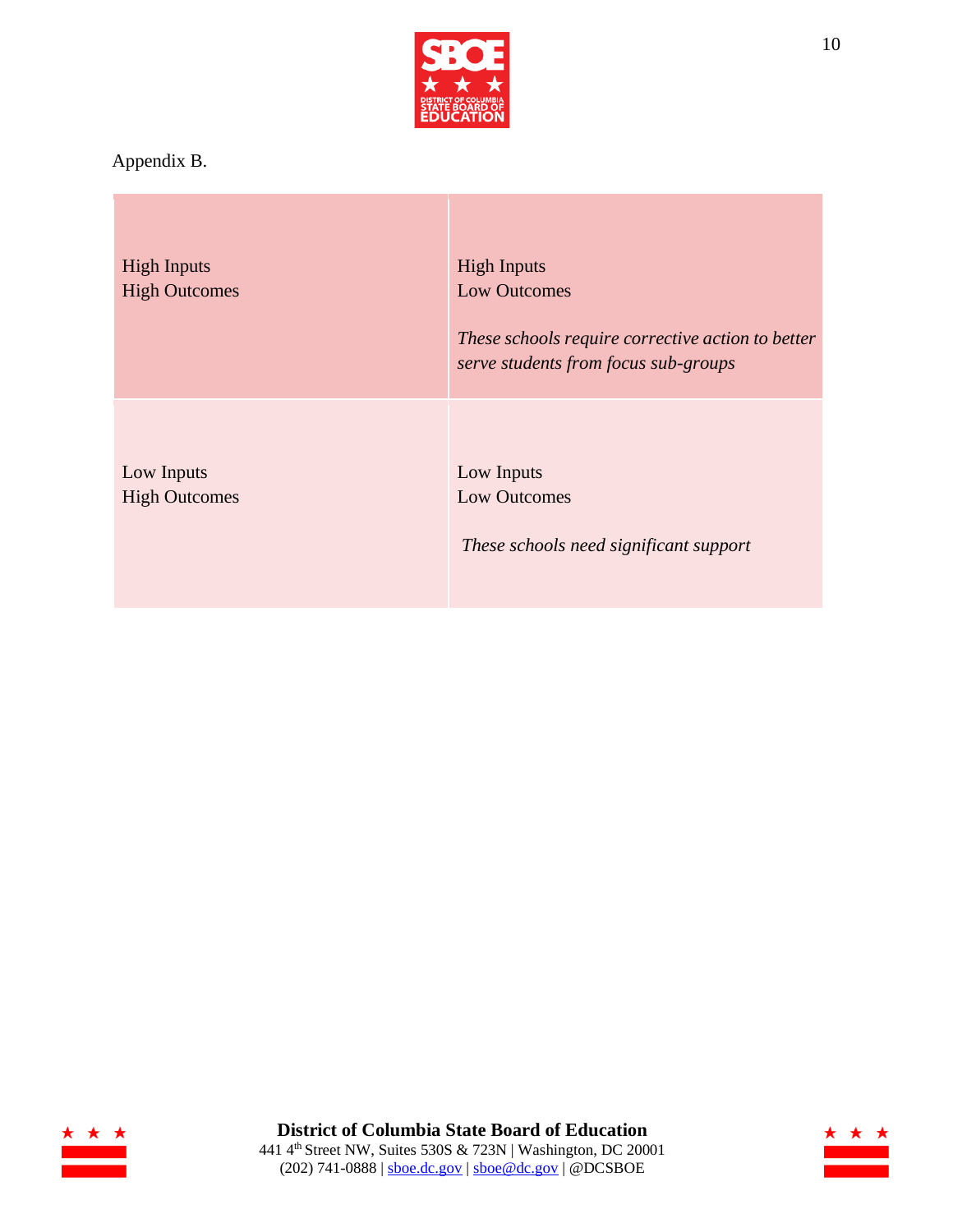Appendix B.

| | |
|---|---|
| High Inputs<br>High Outcomes | High Inputs<br>Low Outcomes<br><br>*These schools require corrective action to better serve students from focus sub-groups* |
| Low Inputs<br>High Outcomes | Low Inputs<br>Low Outcomes<br><br>*These schools need significant support* |